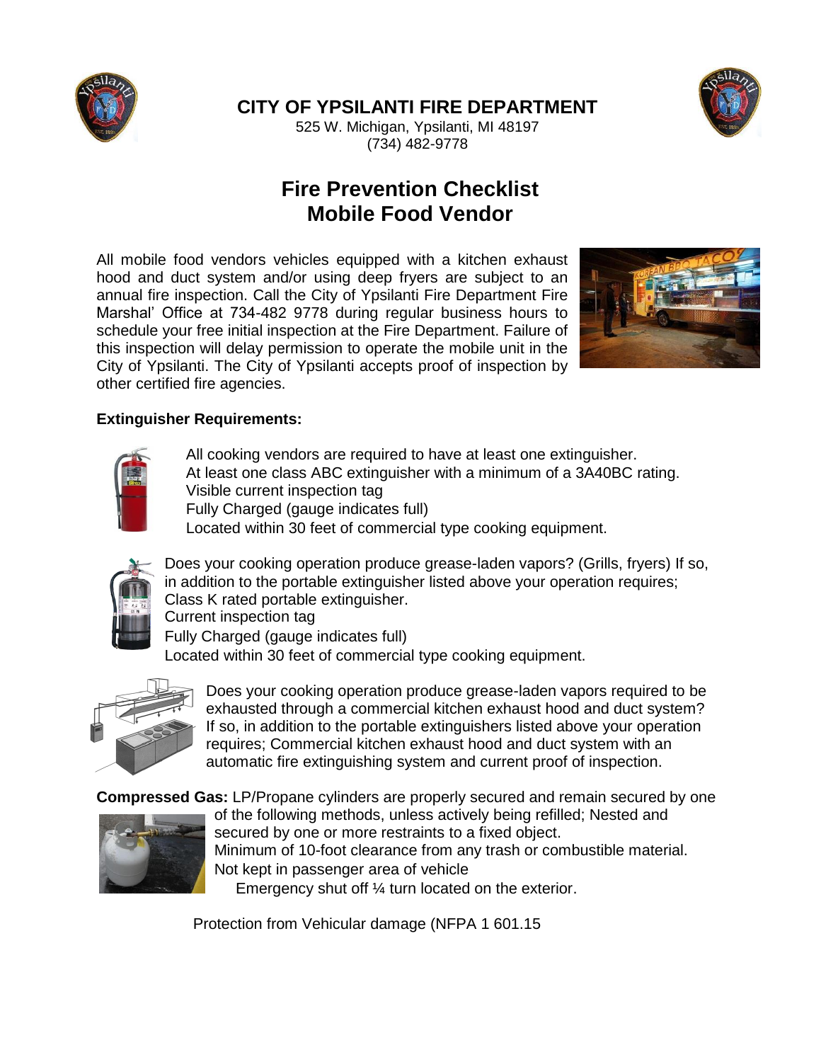# CITY OF YPSILANTI FIRE DEPARTMENT

525 W. Michigan, Ypsilanti, MI 48197
(734) 482-9778

## Fire Prevention Checklist
## Mobile Food Vendor

All mobile food vendors vehicles equipped with a kitchen exhaust hood and duct system and/or using deep fryers are subject to an annual fire inspection. Call the City of Ypsilanti Fire Department Fire Marshal' Office at 734-482 9778 during regular business hours to schedule your free initial inspection at the Fire Department. Failure of this inspection will delay permission to operate the mobile unit in the City of Ypsilanti. The City of Ypsilanti accepts proof of inspection by other certified fire agencies.

**Extinguisher Requirements:**

All cooking vendors are required to have at least one extinguisher.
At least one class ABC extinguisher with a minimum of a 3A40BC rating.
Visible current inspection tag
Fully Charged (gauge indicates full)
Located within 30 feet of commercial type cooking equipment.

Does your cooking operation produce grease-laden vapors? (Grills, fryers) If so, in addition to the portable extinguisher listed above your operation requires;
Class K rated portable extinguisher.
Current inspection tag
Fully Charged (gauge indicates full)
Located within 30 feet of commercial type cooking equipment.

Does your cooking operation produce grease-laden vapors required to be exhausted through a commercial kitchen exhaust hood and duct system? If so, in addition to the portable extinguishers listed above your operation requires; Commercial kitchen exhaust hood and duct system with an automatic fire extinguishing system and current proof of inspection.

**Compressed Gas:** LP/Propane cylinders are properly secured and remain secured by one of the following methods, unless actively being refilled; Nested and secured by one or more restraints to a fixed object.
Minimum of 10-foot clearance from any trash or combustible material.
Not kept in passenger area of vehicle
Emergency shut off ¼ turn located on the exterior.

Protection from Vehicular damage (NFPA 1 601.15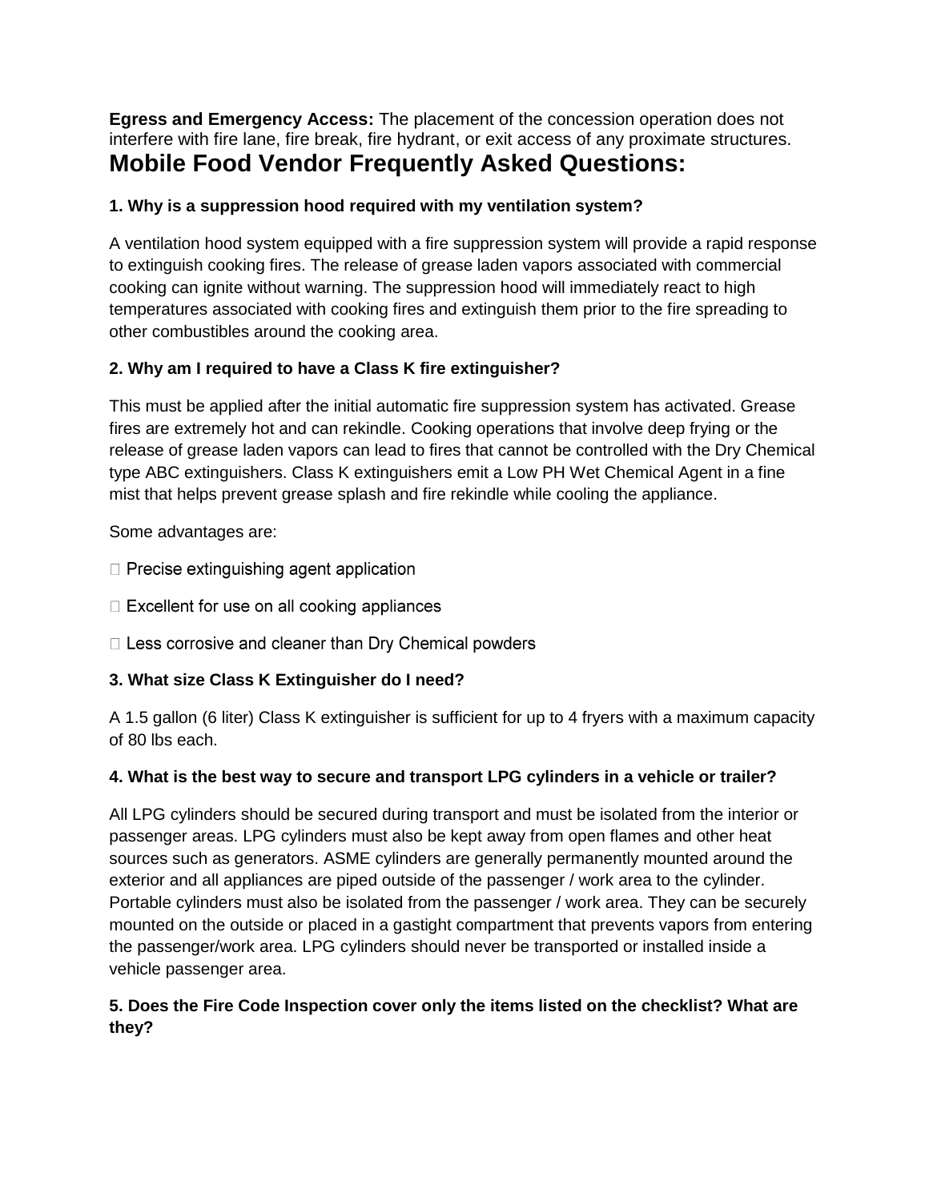**Egress and Emergency Access:** The placement of the concession operation does not interfere with fire lane, fire break, fire hydrant, or exit access of any proximate structures.

# Mobile Food Vendor Frequently Asked Questions:

**1. Why is a suppression hood required with my ventilation system?**

A ventilation hood system equipped with a fire suppression system will provide a rapid response to extinguish cooking fires. The release of grease laden vapors associated with commercial cooking can ignite without warning. The suppression hood will immediately react to high temperatures associated with cooking fires and extinguish them prior to the fire spreading to other combustibles around the cooking area.

**2. Why am I required to have a Class K fire extinguisher?**

This must be applied after the initial automatic fire suppression system has activated. Grease fires are extremely hot and can rekindle. Cooking operations that involve deep frying or the release of grease laden vapors can lead to fires that cannot be controlled with the Dry Chemical type ABC extinguishers. Class K extinguishers emit a Low PH Wet Chemical Agent in a fine mist that helps prevent grease splash and fire rekindle while cooling the appliance.

Some advantages are:

- Precise extinguishing agent application
- Excellent for use on all cooking appliances
- Less corrosive and cleaner than Dry Chemical powders

**3. What size Class K Extinguisher do I need?**

A 1.5 gallon (6 liter) Class K extinguisher is sufficient for up to 4 fryers with a maximum capacity of 80 lbs each.

**4. What is the best way to secure and transport LPG cylinders in a vehicle or trailer?**

All LPG cylinders should be secured during transport and must be isolated from the interior or passenger areas. LPG cylinders must also be kept away from open flames and other heat sources such as generators. ASME cylinders are generally permanently mounted around the exterior and all appliances are piped outside of the passenger / work area to the cylinder. Portable cylinders must also be isolated from the passenger / work area. They can be securely mounted on the outside or placed in a gastight compartment that prevents vapors from entering the passenger/work area. LPG cylinders should never be transported or installed inside a vehicle passenger area.

**5. Does the Fire Code Inspection cover only the items listed on the checklist? What are they?**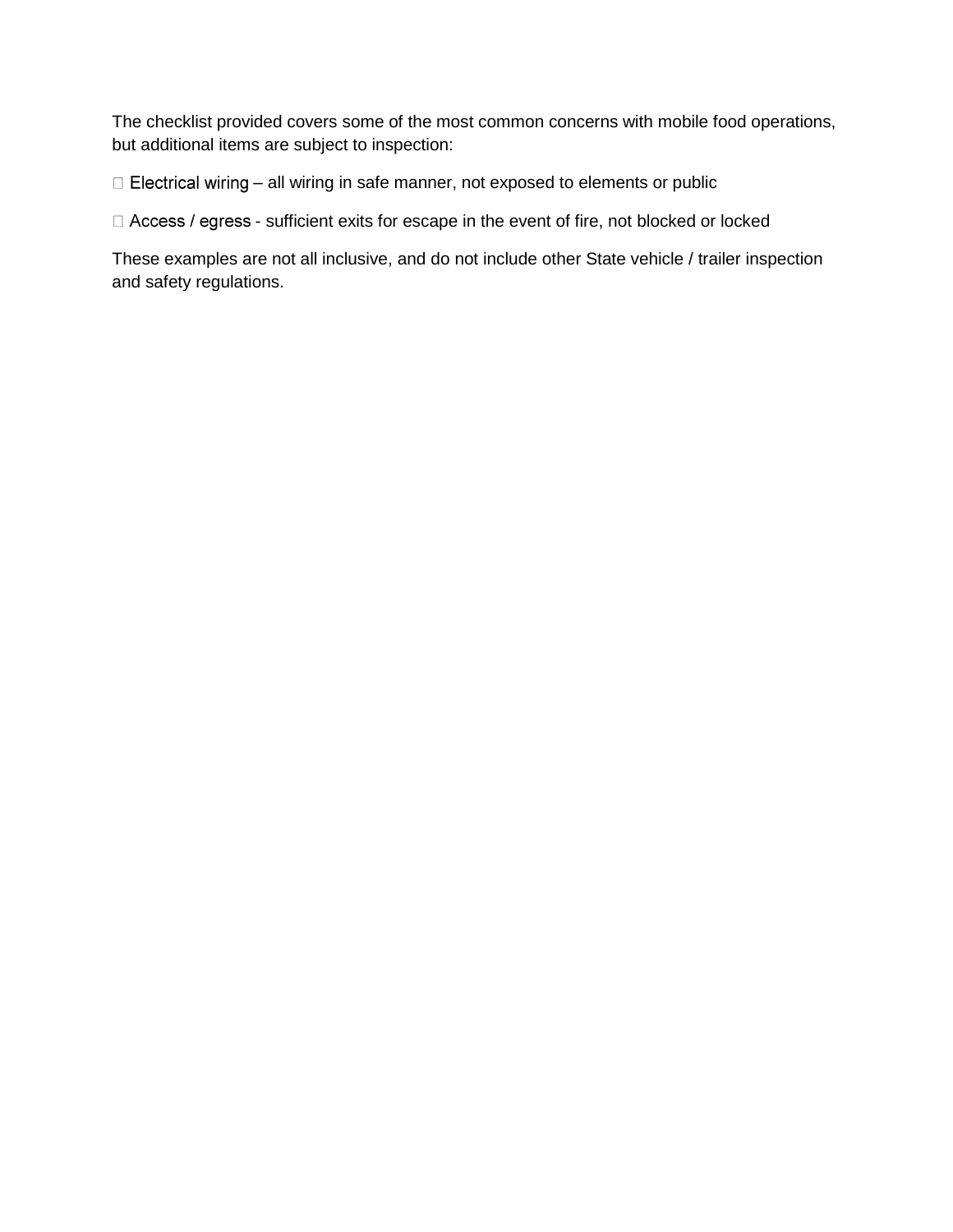The checklist provided covers some of the most common concerns with mobile food operations, but additional items are subject to inspection:

- Electrical wiring – all wiring in safe manner, not exposed to elements or public
- Access / egress - sufficient exits for escape in the event of fire, not blocked or locked

These examples are not all inclusive, and do not include other State vehicle / trailer inspection and safety regulations.